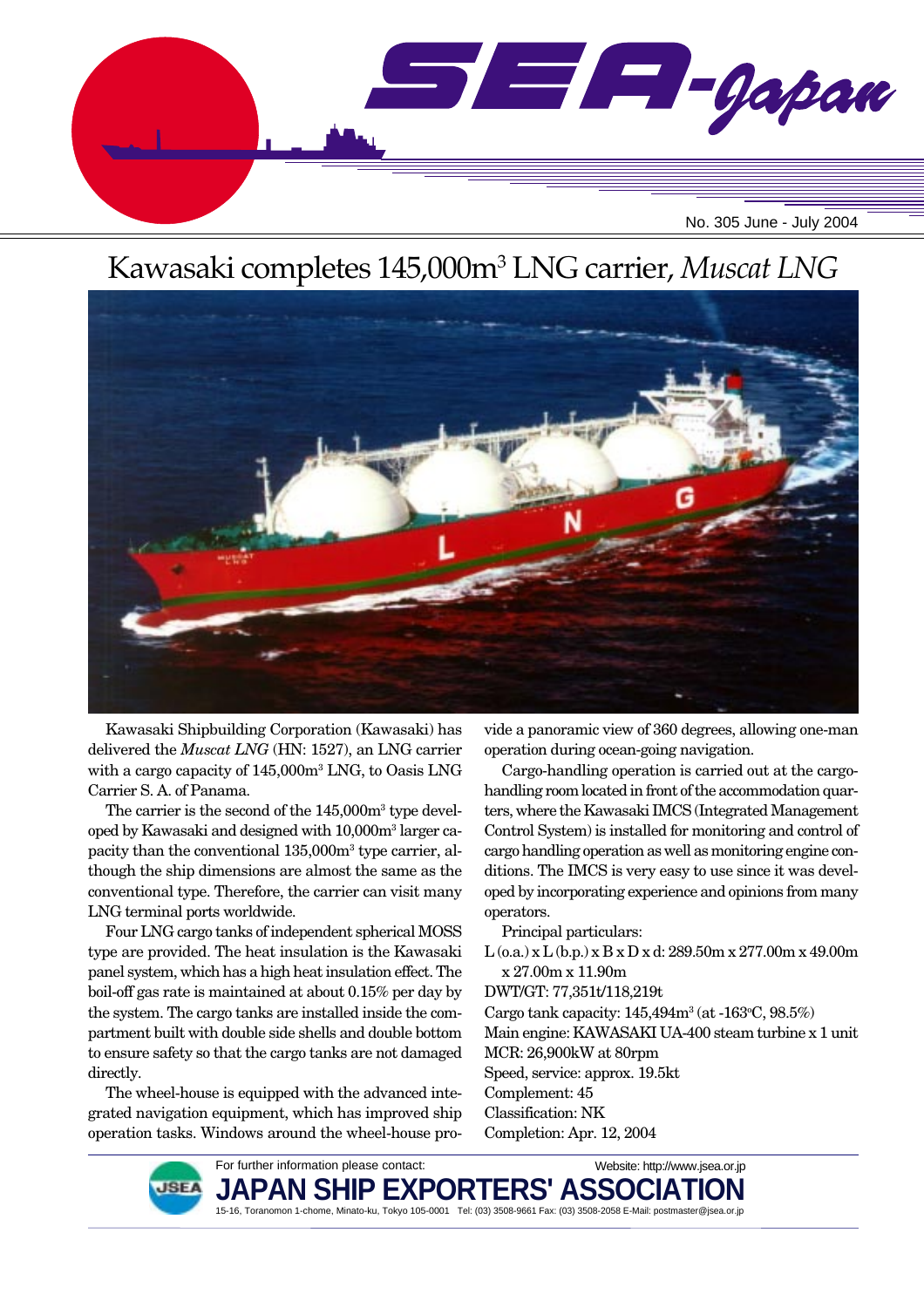# Kawasaki completes 145,000m$^3$ LNG carrier, *Muscat LNG*

Kawasaki Shipbuilding Corporation (Kawasaki) has delivered the *Muscat LNG* (HN: 1527), an LNG carrier with a cargo capacity of 145,000m$^3$ LNG, to Oasis LNG Carrier S. A. of Panama.

The carrier is the second of the 145,000m$^3$ type developed by Kawasaki and designed with 10,000m$^3$ larger capacity than the conventional 135,000m$^3$ type carrier, although the ship dimensions are almost the same as the conventional type. Therefore, the carrier can visit many LNG terminal ports worldwide.

Four LNG cargo tanks of independent spherical MOSS type are provided. The heat insulation is the Kawasaki panel system, which has a high heat insulation effect. The boil-off gas rate is maintained at about 0.15% per day by the system. The cargo tanks are installed inside the compartment built with double side shells and double bottom to ensure safety so that the cargo tanks are not damaged directly.

The wheel-house is equipped with the advanced integrated navigation equipment, which has improved ship operation tasks. Windows around the wheel-house provide a panoramic view of 360 degrees, allowing one-man operation during ocean-going navigation.

Cargo-handling operation is carried out at the cargo-handling room located in front of the accommodation quarters, where the Kawasaki IMCS (Integrated Management Control System) is installed for monitoring and control of cargo handling operation as well as monitoring engine conditions. The IMCS is very easy to use since it was developed by incorporating experience and opinions from many operators.

Principal particulars:

L (o.a.) x L (b.p.) x B x D x d: 289.50m x 277.00m x 49.00m x 27.00m x 11.90m
DWT/GT: 77,351t/118,219t
Cargo tank capacity: 145,494m$^3$ (at -163°C, 98.5%)
Main engine: KAWASAKI UA-400 steam turbine x 1 unit
MCR: 26,900kW at 80rpm
Speed, service: approx. 19.5kt
Complement: 45
Classification: NK
Completion: Apr. 12, 2004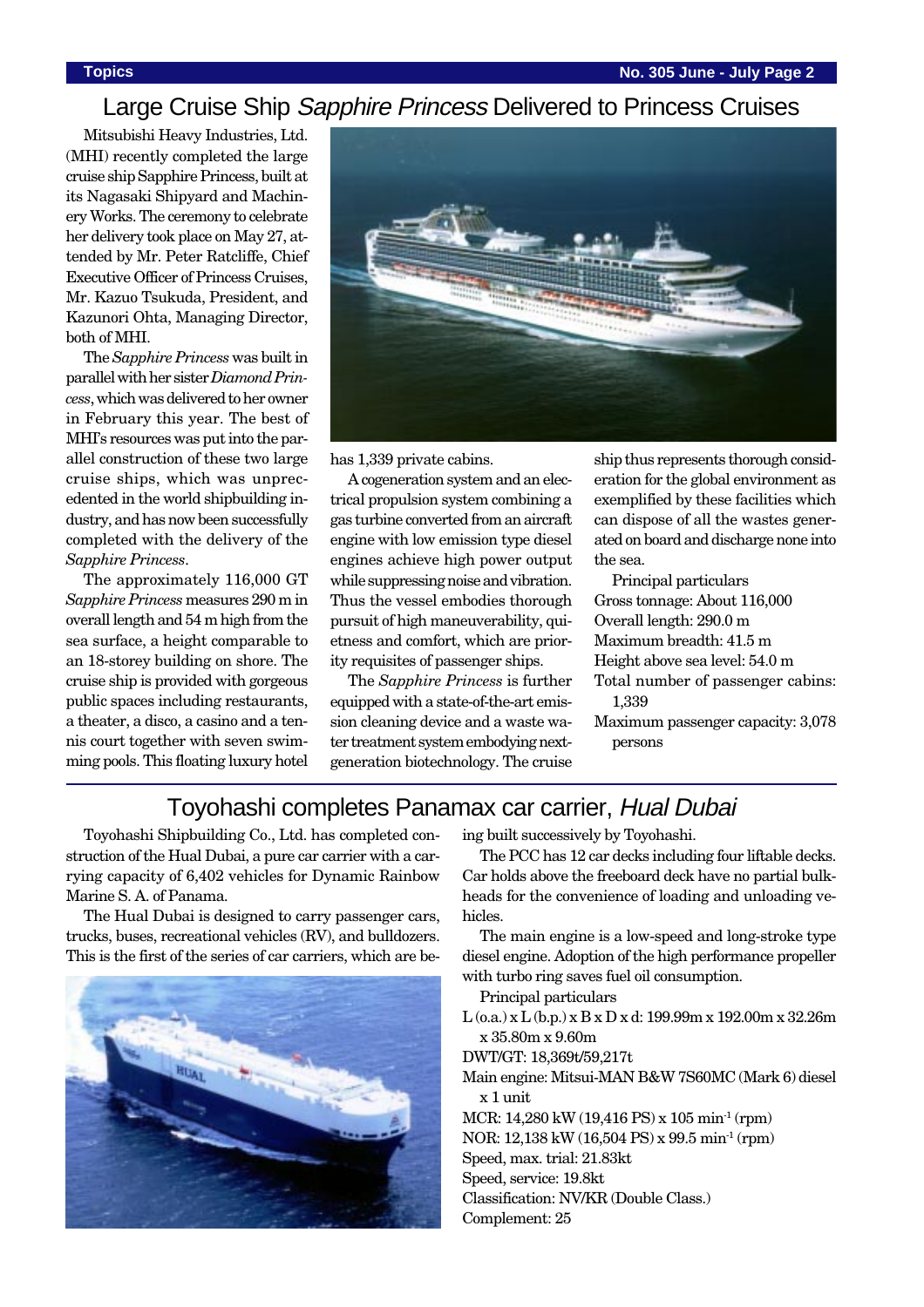# Large Cruise Ship *Sapphire Princess* Delivered to Princess Cruises

Mitsubishi Heavy Industries, Ltd. (MHI) recently completed the large cruise ship Sapphire Princess, built at its Nagasaki Shipyard and Machinery Works. The ceremony to celebrate her delivery took place on May 27, attended by Mr. Peter Ratcliffe, Chief Executive Officer of Princess Cruises, Mr. Kazuo Tsukuda, President, and Kazunori Ohta, Managing Director, both of MHI.

The *Sapphire Princess* was built in parallel with her sister *Diamond Princess*, which was delivered to her owner in February this year. The best of MHI's resources was put into the parallel construction of these two large cruise ships, which was unprecedented in the world shipbuilding industry, and has now been successfully completed with the delivery of the *Sapphire Princess*.

The approximately 116,000 GT *Sapphire Princess* measures 290 m in overall length and 54 m high from the sea surface, a height comparable to an 18-storey building on shore. The cruise ship is provided with gorgeous public spaces including restaurants, a theater, a disco, a casino and a tennis court together with seven swimming pools. This floating luxury hotel has 1,339 private cabins.

A cogeneration system and an electrical propulsion system combining a gas turbine converted from an aircraft engine with low emission type diesel engines achieve high power output while suppressing noise and vibration. Thus the vessel embodies thorough pursuit of high maneuverability, quietness and comfort, which are priority requisites of passenger ships.

The *Sapphire Princess* is further equipped with a state-of-the-art emission cleaning device and a waste water treatment system embodying next-generation biotechnology. The cruise ship thus represents thorough consideration for the global environment as exemplified by these facilities which can dispose of all the wastes generated on board and discharge none into the sea.

Principal particulars

- Gross tonnage: About 116,000
- Overall length: 290.0 m
- Maximum breadth: 41.5 m
- Height above sea level: 54.0 m
- Total number of passenger cabins: 1,339
- Maximum passenger capacity: 3,078 persons

# Toyohashi completes Panamax car carrier, *Hual Dubai*

Toyohashi Shipbuilding Co., Ltd. has completed construction of the Hual Dubai, a pure car carrier with a carrying capacity of 6,402 vehicles for Dynamic Rainbow Marine S. A. of Panama.

The Hual Dubai is designed to carry passenger cars, trucks, buses, recreational vehicles (RV), and bulldozers. This is the first of the series of car carriers, which are being built successively by Toyohashi.

The PCC has 12 car decks including four liftable decks. Car holds above the freeboard deck have no partial bulkheads for the convenience of loading and unloading vehicles.

The main engine is a low-speed and long-stroke type diesel engine. Adoption of the high performance propeller with turbo ring saves fuel oil consumption.

Principal particulars

- L (o.a.) x L (b.p.) x B x D x d: 199.99m x 192.00m x 32.26m x 35.80m x 9.60m
- DWT/GT: 18,369t/59,217t
- Main engine: Mitsui-MAN B&W 7S60MC (Mark 6) diesel x 1 unit
- MCR: 14,280 kW (19,416 PS) x 105 $min^{-1}$ (rpm)
- NOR: 12,138 kW (16,504 PS) x 99.5 $min^{-1}$ (rpm)
- Speed, max. trial: 21.83kt
- Speed, service: 19.8kt
- Classification: NV/KR (Double Class.)
- Complement: 25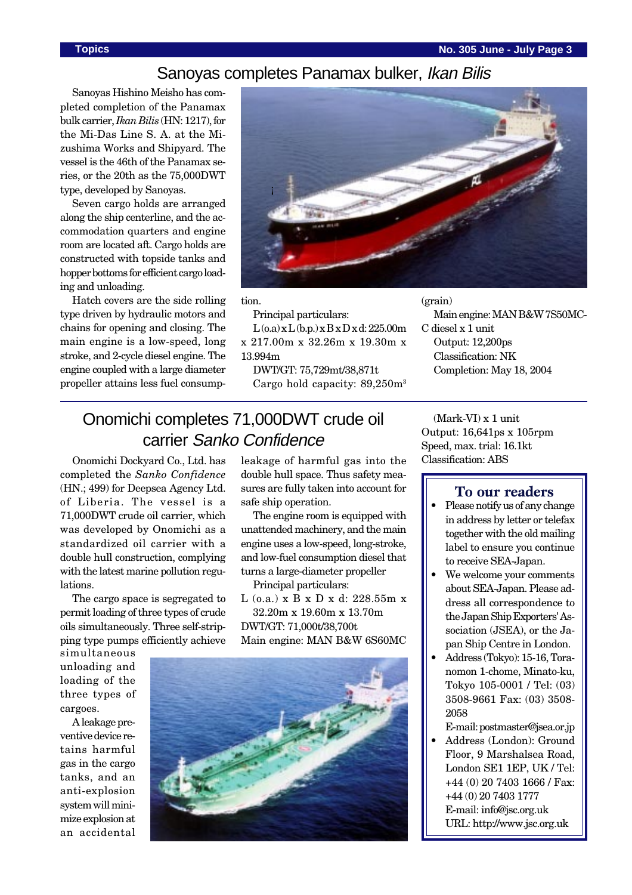## Sanoyas completes Panamax bulker, *Ikan Bilis*

Sanoyas Hishino Meisho has completed completion of the Panamax bulk carrier, *Ikan Bilis* (HN: 1217), for the Mi-Das Line S. A. at the Mizushima Works and Shipyard. The vessel is the 46th of the Panamax series, or the 20th as the 75,000DWT type, developed by Sanoyas.

Seven cargo holds are arranged along the ship centerline, and the accommodation quarters and engine room are located aft. Cargo holds are constructed with topside tanks and hopper bottoms for efficient cargo loading and unloading.

Hatch covers are the side rolling type driven by hydraulic motors and chains for opening and closing. The main engine is a low-speed, long stroke, and 2-cycle diesel engine. The engine coupled with a large diameter propeller attains less fuel consumption.

Principal particulars:
L (o.a) x L (b.p.) x B x D x d: 225.00m x 217.00m x 32.26m x 19.30m x 13.994m
DWT/GT: 75,729mt/38,871t
Cargo hold capacity: 89,250m³ (grain)
Main engine: MAN B&W 7S50MC-C diesel x 1 unit
Output: 12,200ps
Classification: NK
Completion: May 18, 2004

## Onomichi completes 71,000DWT crude oil carrier *Sanko Confidence*

Onomichi Dockyard Co., Ltd. has completed the *Sanko Confidence* (HN.; 499) for Deepsea Agency Ltd. of Liberia. The vessel is a 71,000DWT crude oil carrier, which was developed by Onomichi as a standardized oil carrier with a double hull construction, complying with the latest marine pollution regulations.

The cargo space is segregated to permit loading of three types of crude oils simultaneously. Three self-stripping type pumps efficiently achieve simultaneous unloading and loading of the three types of cargoes.

A leakage preventive device retains harmful gas in the cargo tanks, and an anti-explosion system will minimize explosion at an accidental leakage of harmful gas into the double hull space. Thus safety measures are fully taken into account for safe ship operation.

The engine room is equipped with unattended machinery, and the main engine uses a low-speed, long-stroke, and low-fuel consumption diesel that turns a large-diameter propeller

Principal particulars:
L (o.a.) x B x D x d: 228.55m x 32.20m x 19.60m x 13.70m
DWT/GT: 71,000t/38,700t
Main engine: MAN B&W 6S60MC (Mark-VI) x 1 unit
Output: 16,641ps x 105rpm
Speed, max. trial: 16.1kt
Classification: ABS

### To our readers

- Please notify us of any change in address by letter or telefax together with the old mailing label to ensure you continue to receive SEA-Japan.
- We welcome your comments about SEA-Japan. Please address all correspondence to the Japan Ship Exporters' Association (JSEA), or the Japan Ship Centre in London.
- Address (Tokyo): 15-16, Toranomon 1-chome, Minato-ku, Tokyo 105-0001 / Tel: (03) 3508-9661 Fax: (03) 3508-2058
  E-mail: postmaster@jsea.or.jp
- Address (London): Ground Floor, 9 Marshalsea Road, London SE1 1EP, UK / Tel: +44 (0) 20 7403 1666 / Fax: +44 (0) 20 7403 1777
  E-mail: info@jsc.org.uk
  URL: http://www.jsc.org.uk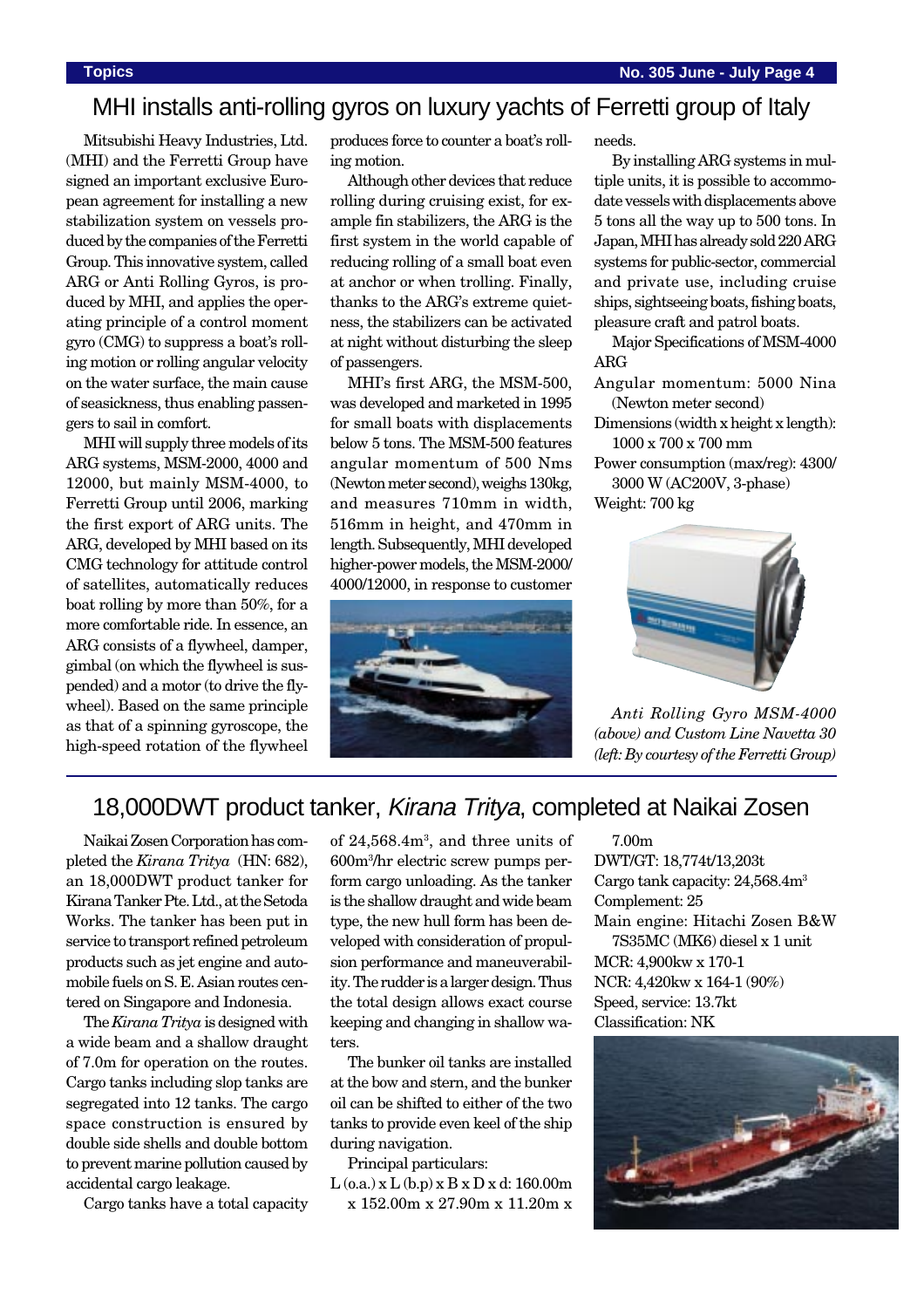# MHI installs anti-rolling gyros on luxury yachts of Ferretti group of Italy

Mitsubishi Heavy Industries, Ltd. (MHI) and the Ferretti Group have signed an important exclusive European agreement for installing a new stabilization system on vessels produced by the companies of the Ferretti Group. This innovative system, called ARG or Anti Rolling Gyros, is produced by MHI, and applies the operating principle of a control moment gyro (CMG) to suppress a boat's rolling motion or rolling angular velocity on the water surface, the main cause of seasickness, thus enabling passengers to sail in comfort.

MHI will supply three models of its ARG systems, MSM-2000, 4000 and 12000, but mainly MSM-4000, to Ferretti Group until 2006, marking the first export of ARG units. The ARG, developed by MHI based on its CMG technology for attitude control of satellites, automatically reduces boat rolling by more than 50%, for a more comfortable ride. In essence, an ARG consists of a flywheel, damper, gimbal (on which the flywheel is suspended) and a motor (to drive the flywheel). Based on the same principle as that of a spinning gyroscope, the high-speed rotation of the flywheel produces force to counter a boat's rolling motion.

Although other devices that reduce rolling during cruising exist, for example fin stabilizers, the ARG is the first system in the world capable of reducing rolling of a small boat even at anchor or when trolling. Finally, thanks to the ARG's extreme quietness, the stabilizers can be activated at night without disturbing the sleep of passengers.

MHI's first ARG, the MSM-500, was developed and marketed in 1995 for small boats with displacements below 5 tons. The MSM-500 features angular momentum of 500 Nms (Newton meter second), weighs 130kg, and measures 710mm in width, 516mm in height, and 470mm in length. Subsequently, MHI developed higher-power models, the MSM-2000/4000/12000, in response to customer needs.

By installing ARG systems in multiple units, it is possible to accommodate vessels with displacements above 5 tons all the way up to 500 tons. In Japan, MHI has already sold 220 ARG systems for public-sector, commercial and private use, including cruise ships, sightseeing boats, fishing boats, pleasure craft and patrol boats.

Major Specifications of MSM-4000 ARG

- Angular momentum: 5000 Nina (Newton meter second)
- Dimensions (width x height x length): 1000 x 700 x 700 mm
- Power consumption (max/reg): 4300/3000 W (AC200V, 3-phase)
- Weight: 700 kg

*Anti Rolling Gyro MSM-4000 (above) and Custom Line Navetta 30 (left: By courtesy of the Ferretti Group)*

# 18,000DWT product tanker, *Kirana Tritya*, completed at Naikai Zosen

Naikai Zosen Corporation has completed the *Kirana Tritya* (HN: 682), an 18,000DWT product tanker for Kirana Tanker Pte. Ltd., at the Setoda Works. The tanker has been put in service to transport refined petroleum products such as jet engine and automobile fuels on S. E. Asian routes centered on Singapore and Indonesia.

The *Kirana Tritya* is designed with a wide beam and a shallow draught of 7.0m for operation on the routes. Cargo tanks including slop tanks are segregated into 12 tanks. The cargo space construction is ensured by double side shells and double bottom to prevent marine pollution caused by accidental cargo leakage.

Cargo tanks have a total capacity of 24,568.4m$^3$, and three units of 600m$^3$/hr electric screw pumps perform cargo unloading. As the tanker is the shallow draught and wide beam type, the new hull form has been developed with consideration of propulsion performance and maneuverability. The rudder is a larger design. Thus the total design allows exact course keeping and changing in shallow waters.

The bunker oil tanks are installed at the bow and stern, and the bunker oil can be shifted to either of the two tanks to provide even keel of the ship during navigation.

Principal particulars:

- L (o.a.) x L (b.p) x B x D x d: 160.00m x 152.00m x 27.90m x 11.20m x 7.00m
- DWT/GT: 18,774t/13,203t
- Cargo tank capacity: 24,568.4m$^3$
- Complement: 25
- Main engine: Hitachi Zosen B&W 7S35MC (MK6) diesel x 1 unit
- MCR: 4,900kw x 170-1
- NCR: 4,420kw x 164-1 (90%)
- Speed, service: 13.7kt
- Classification: NK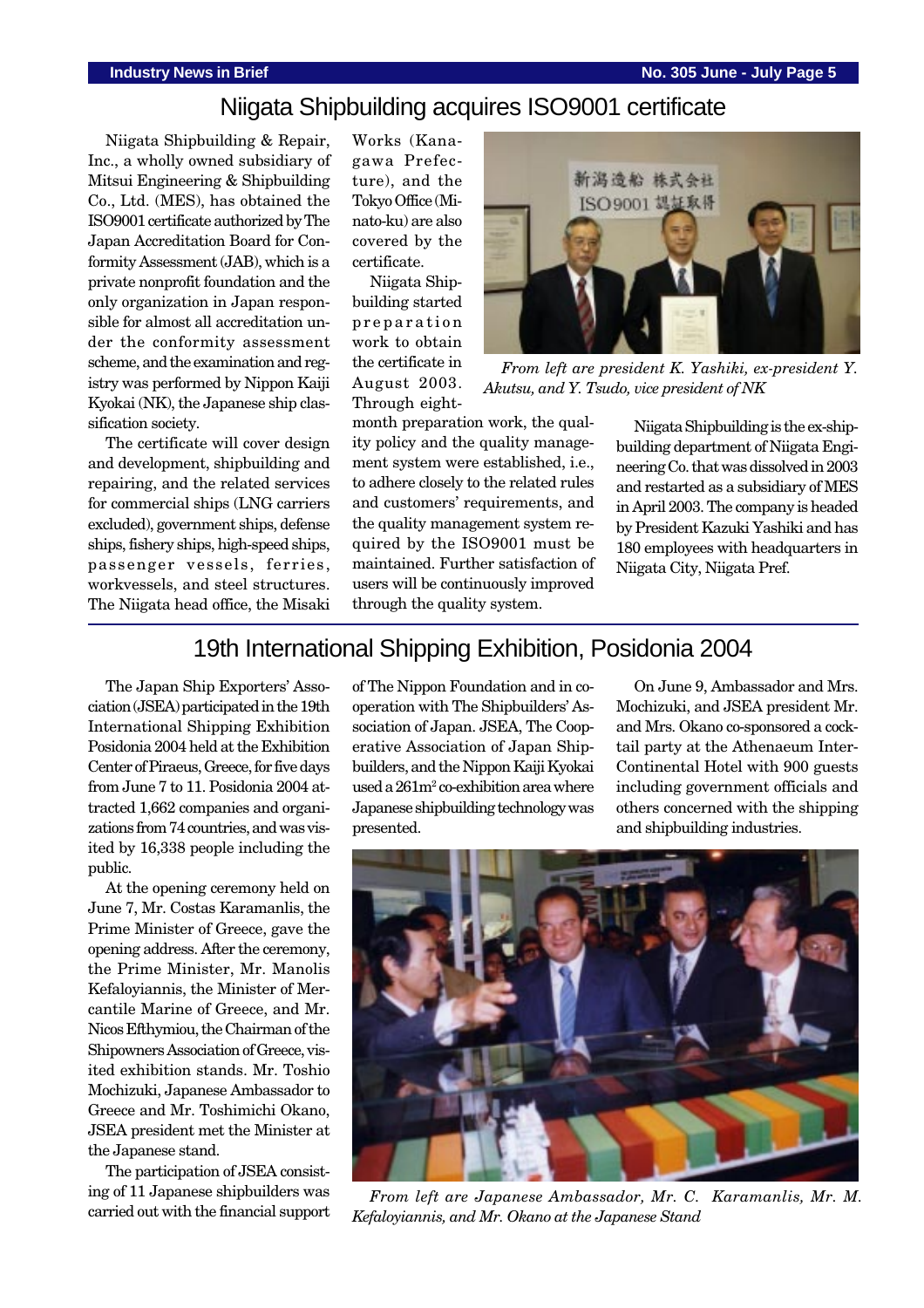## Niigata Shipbuilding acquires ISO9001 certificate

Niigata Shipbuilding & Repair, Inc., a wholly owned subsidiary of Mitsui Engineering & Shipbuilding Co., Ltd. (MES), has obtained the ISO9001 certificate authorized by The Japan Accreditation Board for Conformity Assessment (JAB), which is a private nonprofit foundation and the only organization in Japan responsible for almost all accreditation under the conformity assessment scheme, and the examination and registry was performed by Nippon Kaiji Kyokai (NK), the Japanese ship classification society.

The certificate will cover design and development, shipbuilding and repairing, and the related services for commercial ships (LNG carriers excluded), government ships, defense ships, fishery ships, high-speed ships, passenger vessels, ferries, workvessels, and steel structures. The Niigata head office, the Misaki Works (Kanagawa Prefecture), and the Tokyo Office (Minato-ku) are also covered by the certificate.

Niigata Shipbuilding started preparation work to obtain the certificate in August 2003. Through eight-month preparation work, the quality policy and the quality management system were established, i.e., to adhere closely to the related rules and customers' requirements, and the quality management system required by the ISO9001 must be maintained. Further satisfaction of users will be continuously improved through the quality system.

*From left are president K. Yashiki, ex-president Y. Akutsu, and Y. Tsudo, vice president of NK*

Niigata Shipbuilding is the ex-shipbuilding department of Niigata Engineering Co. that was dissolved in 2003 and restarted as a subsidiary of MES in April 2003. The company is headed by President Kazuki Yashiki and has 180 employees with headquarters in Niigata City, Niigata Pref.

## 19th International Shipping Exhibition, Posidonia 2004

The Japan Ship Exporters' Association (JSEA) participated in the 19th International Shipping Exhibition Posidonia 2004 held at the Exhibition Center of Piraeus, Greece, for five days from June 7 to 11. Posidonia 2004 attracted 1,662 companies and organizations from 74 countries, and was visited by 16,338 people including the public.

At the opening ceremony held on June 7, Mr. Costas Karamanlis, the Prime Minister of Greece, gave the opening address. After the ceremony, the Prime Minister, Mr. Manolis Kefaloyiannis, the Minister of Mercantile Marine of Greece, and Mr. Nicos Efthymiou, the Chairman of the Shipowners Association of Greece, visited exhibition stands. Mr. Toshio Mochizuki, Japanese Ambassador to Greece and Mr. Toshimichi Okano, JSEA president met the Minister at the Japanese stand.

The participation of JSEA consisting of 11 Japanese shipbuilders was carried out with the financial support of The Nippon Foundation and in cooperation with The Shipbuilders' Association of Japan. JSEA, The Cooperative Association of Japan Shipbuilders, and the Nippon Kaiji Kyokai used a 261m$^2$ co-exhibition area where Japanese shipbuilding technology was presented.

On June 9, Ambassador and Mrs. Mochizuki, and JSEA president Mr. and Mrs. Okano co-sponsored a cocktail party at the Athenaeum Inter-Continental Hotel with 900 guests including government officials and others concerned with the shipping and shipbuilding industries.

*From left are Japanese Ambassador, Mr. C. Karamanlis, Mr. M. Kefaloyiannis, and Mr. Okano at the Japanese Stand*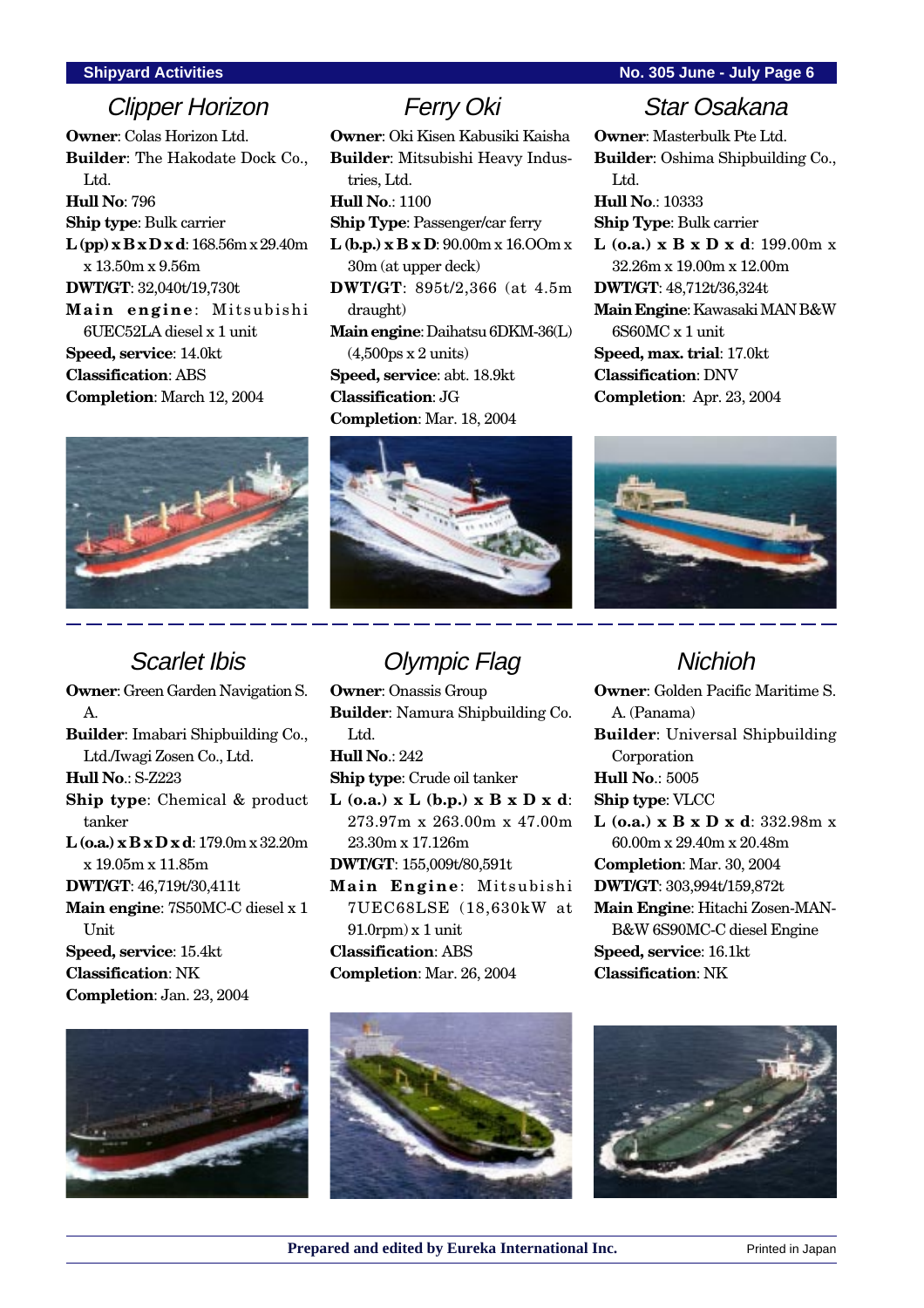## *Clipper Horizon*

**Owner**: Colas Horizon Ltd.
**Builder**: The Hakodate Dock Co., Ltd.
**Hull No**: 796
**Ship type**: Bulk carrier
**L (pp) x B x D x d**: 168.56m x 29.40m x 13.50m x 9.56m
**DWT/GT**: 32,040t/19,730t
**Main engine**: Mitsubishi 6UEC52LA diesel x 1 unit
**Speed, service**: 14.0kt
**Classification**: ABS
**Completion**: March 12, 2004

## *Ferry Oki*

**Owner**: Oki Kisen Kabusiki Kaisha
**Builder**: Mitsubishi Heavy Industries, Ltd.
**Hull No.**: 1100
**Ship Type**: Passenger/car ferry
**L (b.p.) x B x D**: 90.00m x 16.OOm x 30m (at upper deck)
**DWT/GT**: 895t/2,366 (at 4.5m draught)
**Main engine**: Daihatsu 6DKM-36(L) (4,500ps x 2 units)
**Speed, service**: abt. 18.9kt
**Classification**: JG
**Completion**: Mar. 18, 2004

## *Star Osakana*

**Owner**: Masterbulk Pte Ltd.
**Builder**: Oshima Shipbuilding Co., Ltd.
**Hull No.**: 10333
**Ship Type**: Bulk carrier
**L (o.a.) x B x D x d**: 199.00m x 32.26m x 19.00m x 12.00m
**DWT/GT**: 48,712t/36,324t
**Main Engine**: Kawasaki MAN B&W 6S60MC x 1 unit
**Speed, max. trial**: 17.0kt
**Classification**: DNV
**Completion**: Apr. 23, 2004

## *Scarlet Ibis*

**Owner**: Green Garden Navigation S. A.
**Builder**: Imabari Shipbuilding Co., Ltd./Iwagi Zosen Co., Ltd.
**Hull No.**: S-Z223
**Ship type**: Chemical & product tanker
**L (o.a.) x B x D x d**: 179.0m x 32.20m x 19.05m x 11.85m
**DWT/GT**: 46,719t/30,411t
**Main engine**: 7S50MC-C diesel x 1 Unit
**Speed, service**: 15.4kt
**Classification**: NK
**Completion**: Jan. 23, 2004

## *Olympic Flag*

**Owner**: Onassis Group
**Builder**: Namura Shipbuilding Co. Ltd.
**Hull No.**: 242
**Ship type**: Crude oil tanker
**L (o.a.) x L (b.p.) x B x D x d**: 273.97m x 263.00m x 47.00m 23.30m x 17.126m
**DWT/GT**: 155,009t/80,591t
**Main Engine**: Mitsubishi 7UEC68LSE (18,630kW at 91.0rpm) x 1 unit
**Classification**: ABS
**Completion**: Mar. 26, 2004

## *Nichioh*

**Owner**: Golden Pacific Maritime S. A. (Panama)
**Builder**: Universal Shipbuilding Corporation
**Hull No.**: 5005
**Ship type**: VLCC
**L (o.a.) x B x D x d**: 332.98m x 60.00m x 29.40m x 20.48m
**Completion**: Mar. 30, 2004
**DWT/GT**: 303,994t/159,872t
**Main Engine**: Hitachi Zosen-MAN-B&W 6S90MC-C diesel Engine
**Speed, service**: 16.1kt
**Classification**: NK

**Prepared and edited by Eureka International Inc.**

Printed in Japan